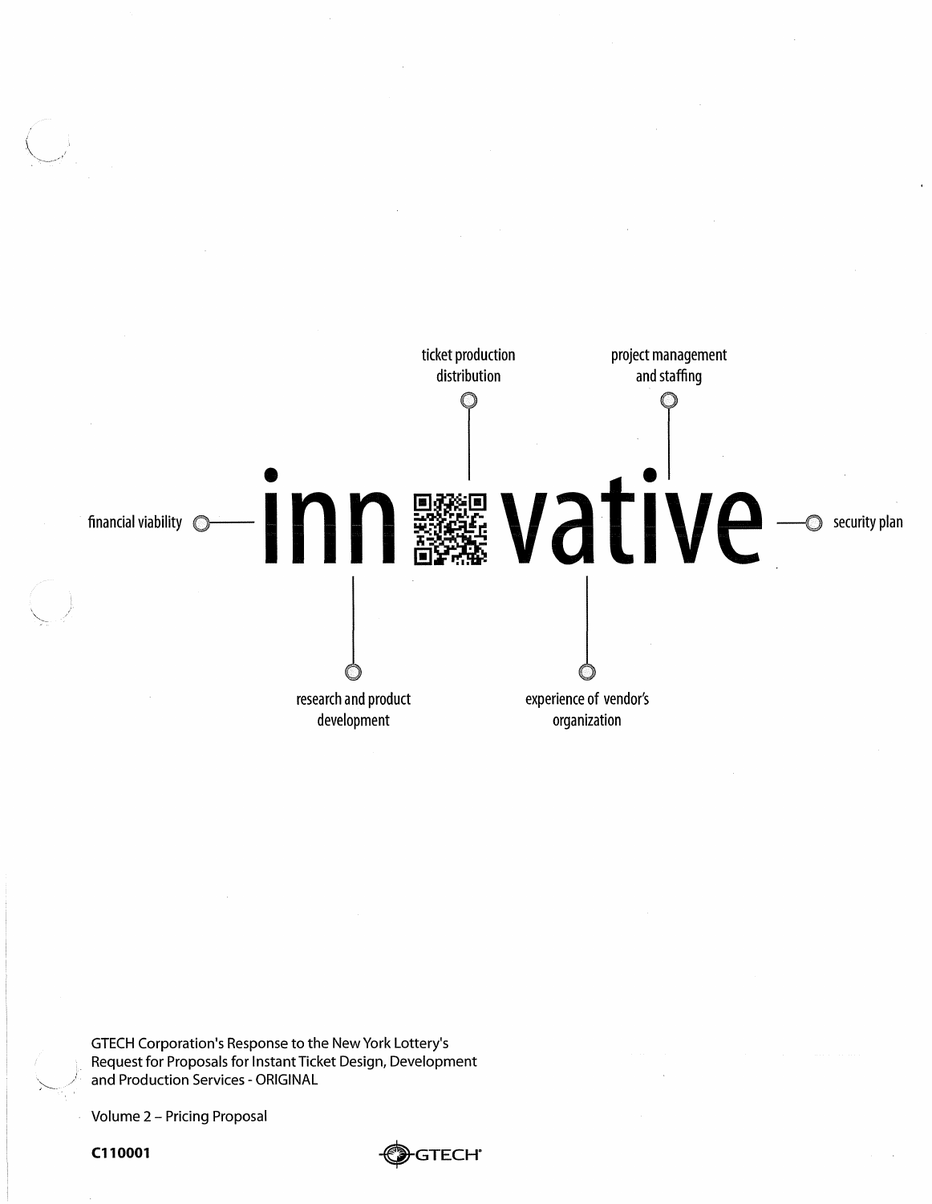ticket production distribution

project management and staffing

financial viability

inn vative

security plan

research and product development

experience of vendor's organization

GTECH Corporation's Response to the New York Lottery's Request for Proposals for Instant Ticket Design, Development and Production Services - ORIGINAL

Volume 2 – Pricing Proposal

**C110001**

GTECH®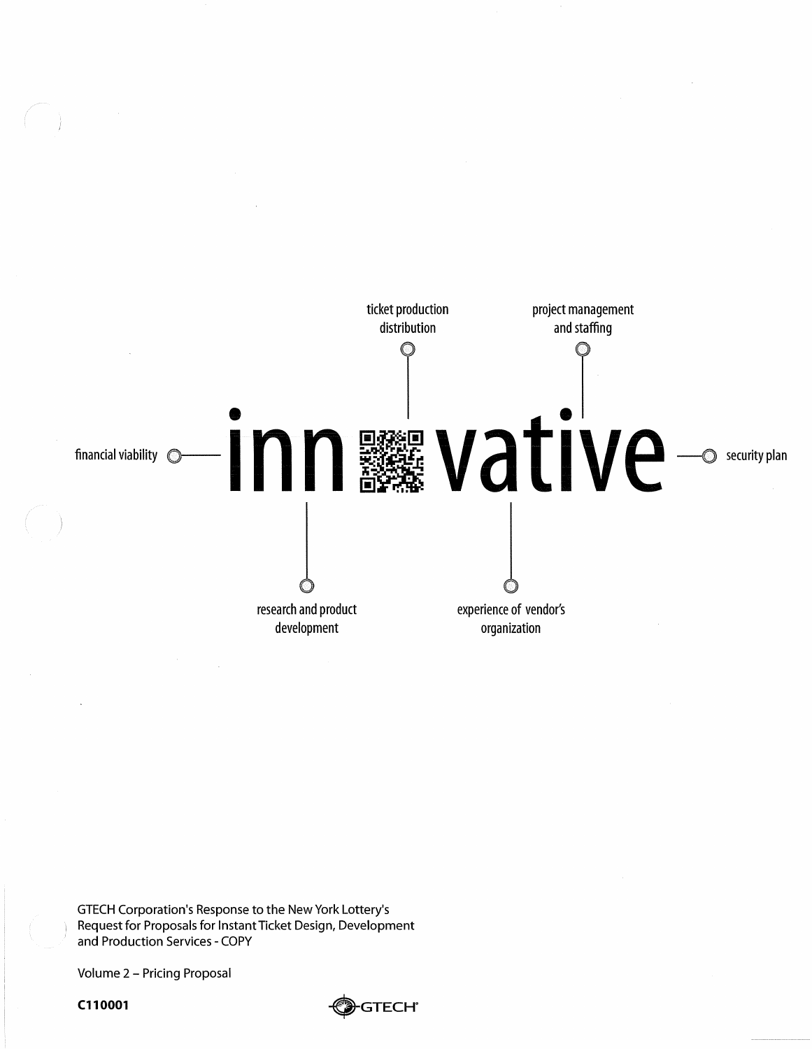ticket production distribution

project management and staffing

financial viability

# inn vative

security plan

research and product development

experience of vendor's organization

GTECH Corporation's Response to the New York Lottery's Request for Proposals for Instant Ticket Design, Development and Production Services - COPY

Volume 2 – Pricing Proposal

**C110001**

GTECH®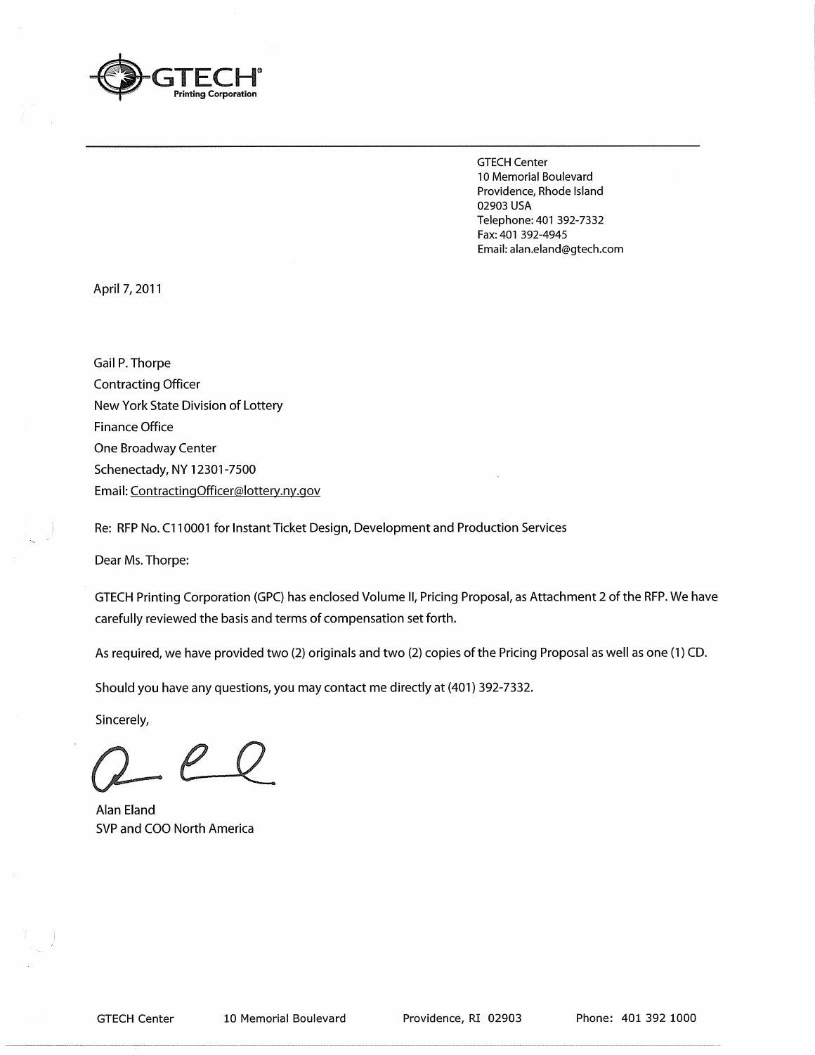GTECH® Printing Corporation

GTECH Center
10 Memorial Boulevard
Providence, Rhode Island
02903 USA
Telephone: 401 392-7332
Fax: 401 392-4945
Email: alan.eland@gtech.com

April 7, 2011

Gail P. Thorpe
Contracting Officer
New York State Division of Lottery
Finance Office
One Broadway Center
Schenectady, NY 12301-7500
Email: ContractingOfficer@lottery.ny.gov

Re: RFP No. C110001 for Instant Ticket Design, Development and Production Services

Dear Ms. Thorpe:

GTECH Printing Corporation (GPC) has enclosed Volume II, Pricing Proposal, as Attachment 2 of the RFP. We have carefully reviewed the basis and terms of compensation set forth.

As required, we have provided two (2) originals and two (2) copies of the Pricing Proposal as well as one (1) CD.

Should you have any questions, you may contact me directly at (401) 392-7332.

Sincerely,

Alan Eland
SVP and COO North America

GTECH Center 10 Memorial Boulevard Providence, RI 02903 Phone: 401 392 1000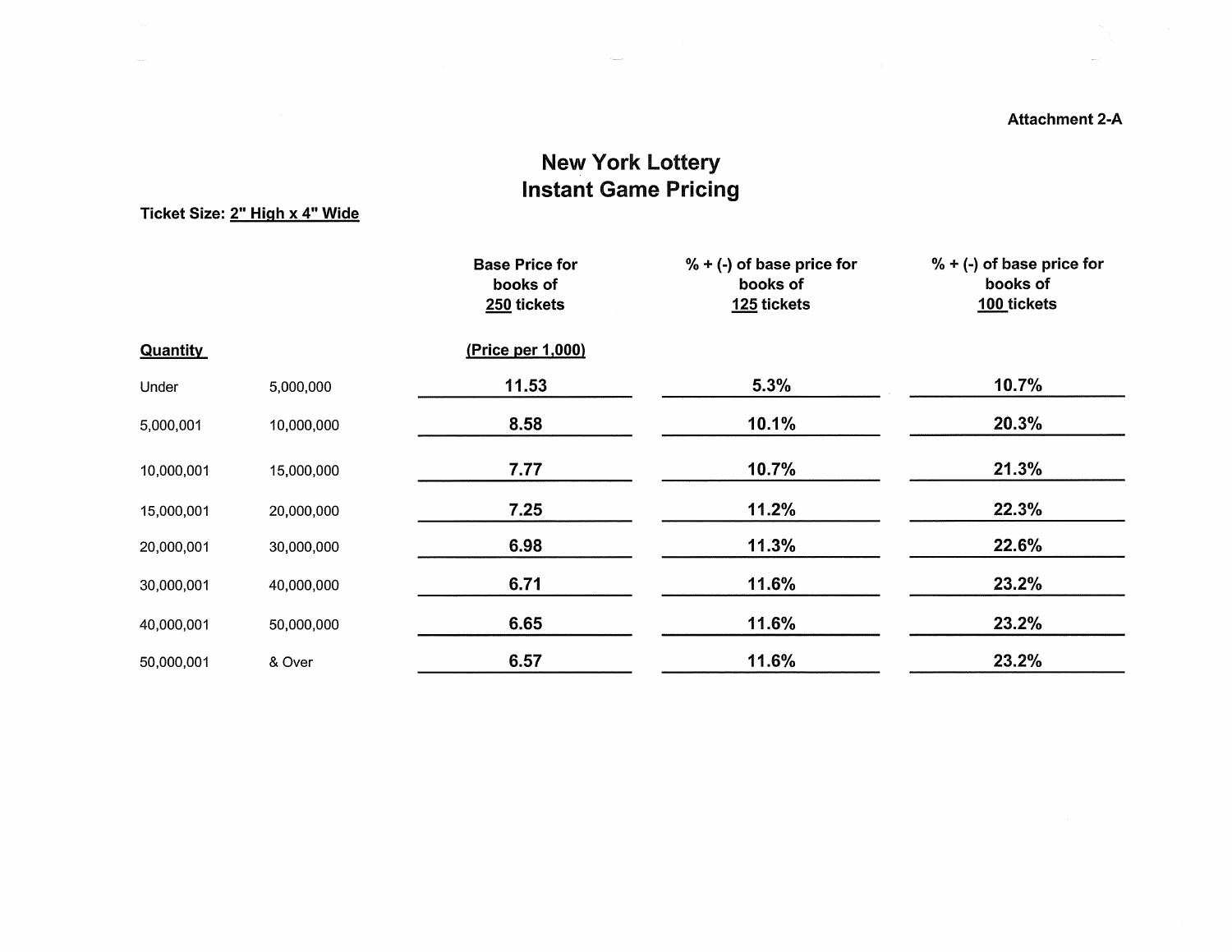Attachment 2-A

# New York Lottery
# Instant Game Pricing

**Ticket Size:** 2" High x 4" Wide

| Quantity | | Base Price for books of 250 tickets (Price per 1,000) | % + (-) of base price for books of 125 tickets | % + (-) of base price for books of 100 tickets |
|---|---|---|---|---|
| Under | 5,000,000 | 11.53 | 5.3% | 10.7% |
| 5,000,001 | 10,000,000 | 8.58 | 10.1% | 20.3% |
| 10,000,001 | 15,000,000 | 7.77 | 10.7% | 21.3% |
| 15,000,001 | 20,000,000 | 7.25 | 11.2% | 22.3% |
| 20,000,001 | 30,000,000 | 6.98 | 11.3% | 22.6% |
| 30,000,001 | 40,000,000 | 6.71 | 11.6% | 23.2% |
| 40,000,001 | 50,000,000 | 6.65 | 11.6% | 23.2% |
| 50,000,001 | & Over | 6.57 | 11.6% | 23.2% |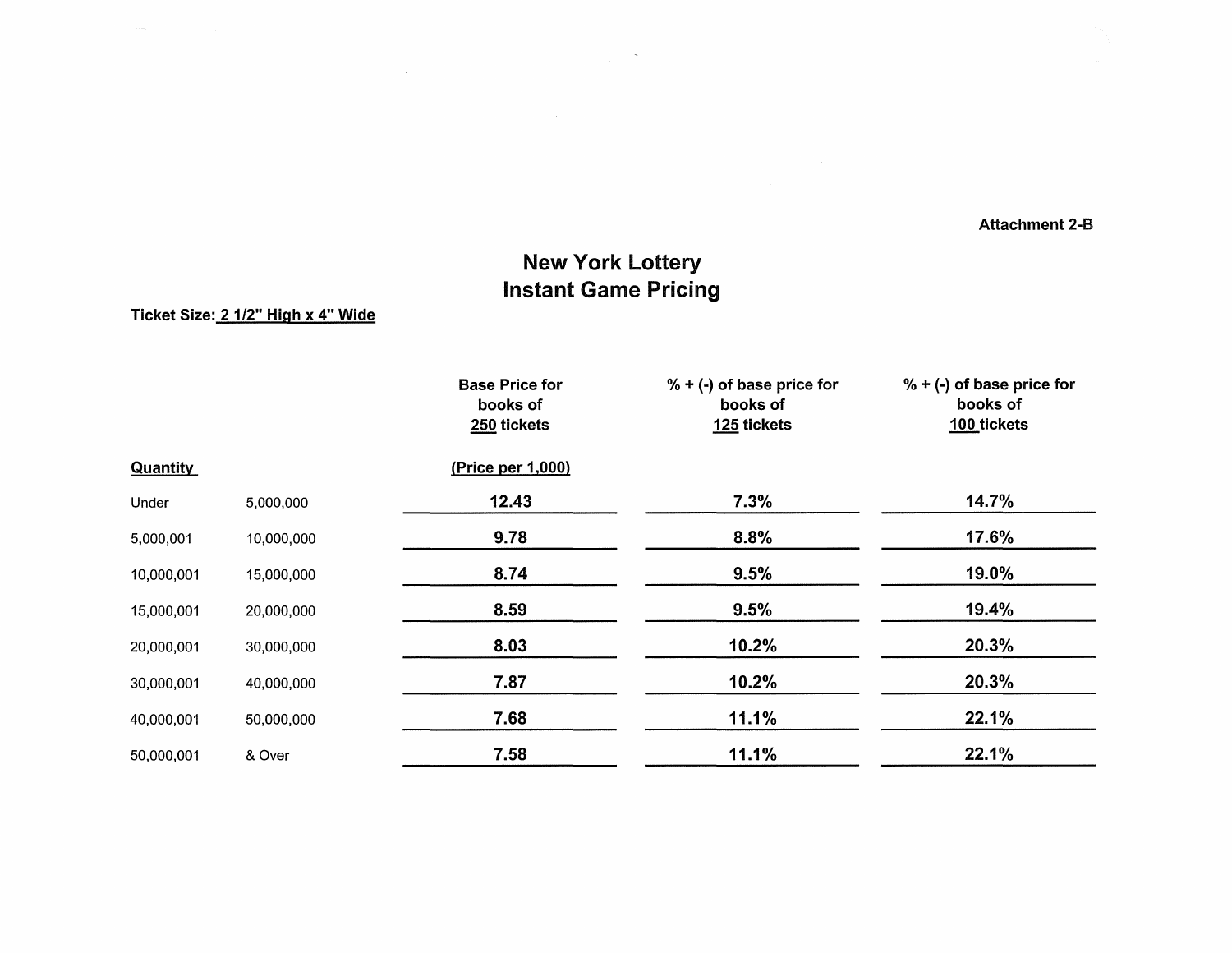Attachment 2-B

# New York Lottery
# Instant Game Pricing

**Ticket Size: 2 1/2" High x 4" Wide**

| Quantity | | Base Price for books of 250 tickets (Price per 1,000) | % + (-) of base price for books of 125 tickets | % + (-) of base price for books of 100 tickets |
|---|---|---|---|---|
| Under | 5,000,000 | 12.43 | 7.3% | 14.7% |
| 5,000,001 | 10,000,000 | 9.78 | 8.8% | 17.6% |
| 10,000,001 | 15,000,000 | 8.74 | 9.5% | 19.0% |
| 15,000,001 | 20,000,000 | 8.59 | 9.5% | 19.4% |
| 20,000,001 | 30,000,000 | 8.03 | 10.2% | 20.3% |
| 30,000,001 | 40,000,000 | 7.87 | 10.2% | 20.3% |
| 40,000,001 | 50,000,000 | 7.68 | 11.1% | 22.1% |
| 50,000,001 | & Over | 7.58 | 11.1% | 22.1% |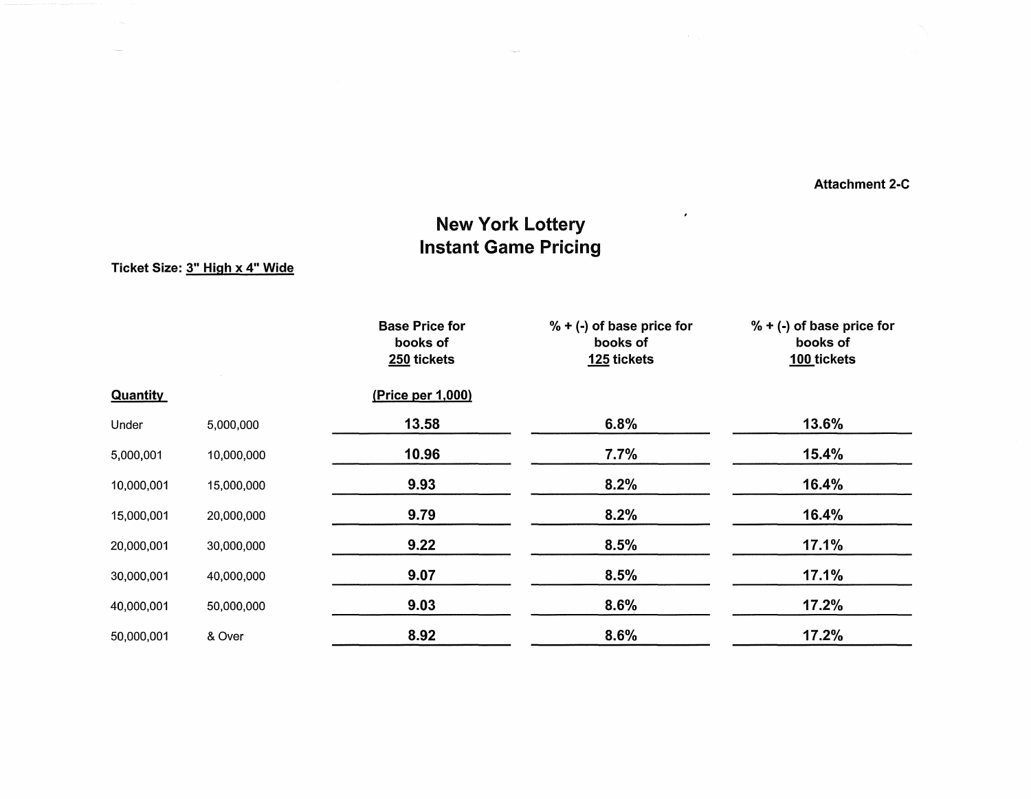Attachment 2-C

# New York Lottery
# Instant Game Pricing

**Ticket Size: 3" High x 4" Wide**

| Quantity | | Base Price for books of 250 tickets (Price per 1,000) | % + (-) of base price for books of 125 tickets | % + (-) of base price for books of 100 tickets |
|---|---|---|---|---|
| Under | 5,000,000 | 13.58 | 6.8% | 13.6% |
| 5,000,001 | 10,000,000 | 10.96 | 7.7% | 15.4% |
| 10,000,001 | 15,000,000 | 9.93 | 8.2% | 16.4% |
| 15,000,001 | 20,000,000 | 9.79 | 8.2% | 16.4% |
| 20,000,001 | 30,000,000 | 9.22 | 8.5% | 17.1% |
| 30,000,001 | 40,000,000 | 9.07 | 8.5% | 17.1% |
| 40,000,001 | 50,000,000 | 9.03 | 8.6% | 17.2% |
| 50,000,001 | & Over | 8.92 | 8.6% | 17.2% |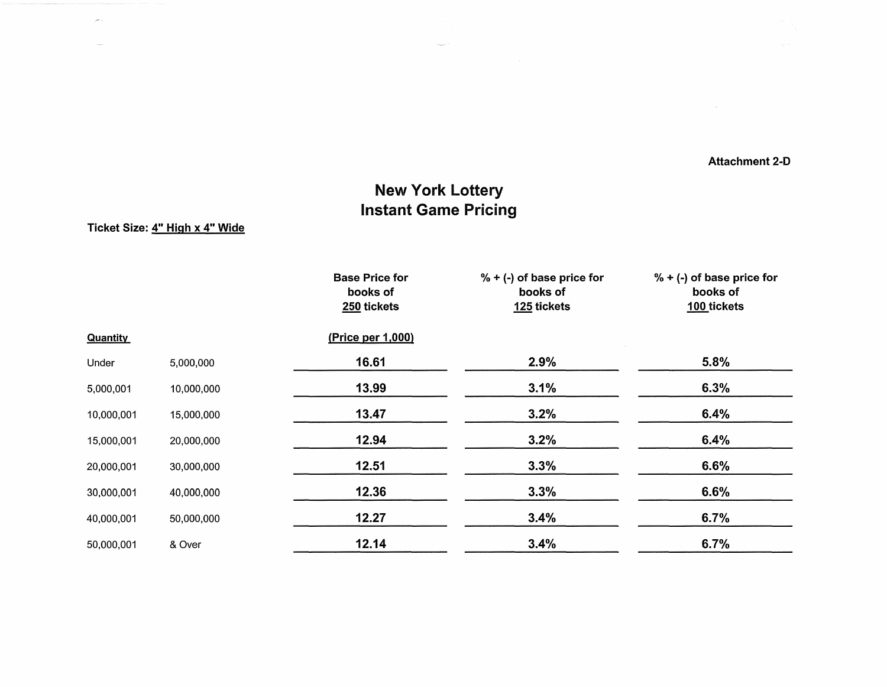Attachment 2-D

# New York Lottery
# Instant Game Pricing

**Ticket Size: 4" High x 4" Wide**

| Quantity | | Base Price for books of 250 tickets (Price per 1,000) | % + (-) of base price for books of 125 tickets | % + (-) of base price for books of 100 tickets |
|---|---|---|---|---|
| Under | 5,000,000 | 16.61 | 2.9% | 5.8% |
| 5,000,001 | 10,000,000 | 13.99 | 3.1% | 6.3% |
| 10,000,001 | 15,000,000 | 13.47 | 3.2% | 6.4% |
| 15,000,001 | 20,000,000 | 12.94 | 3.2% | 6.4% |
| 20,000,001 | 30,000,000 | 12.51 | 3.3% | 6.6% |
| 30,000,001 | 40,000,000 | 12.36 | 3.3% | 6.6% |
| 40,000,001 | 50,000,000 | 12.27 | 3.4% | 6.7% |
| 50,000,001 | & Over | 12.14 | 3.4% | 6.7% |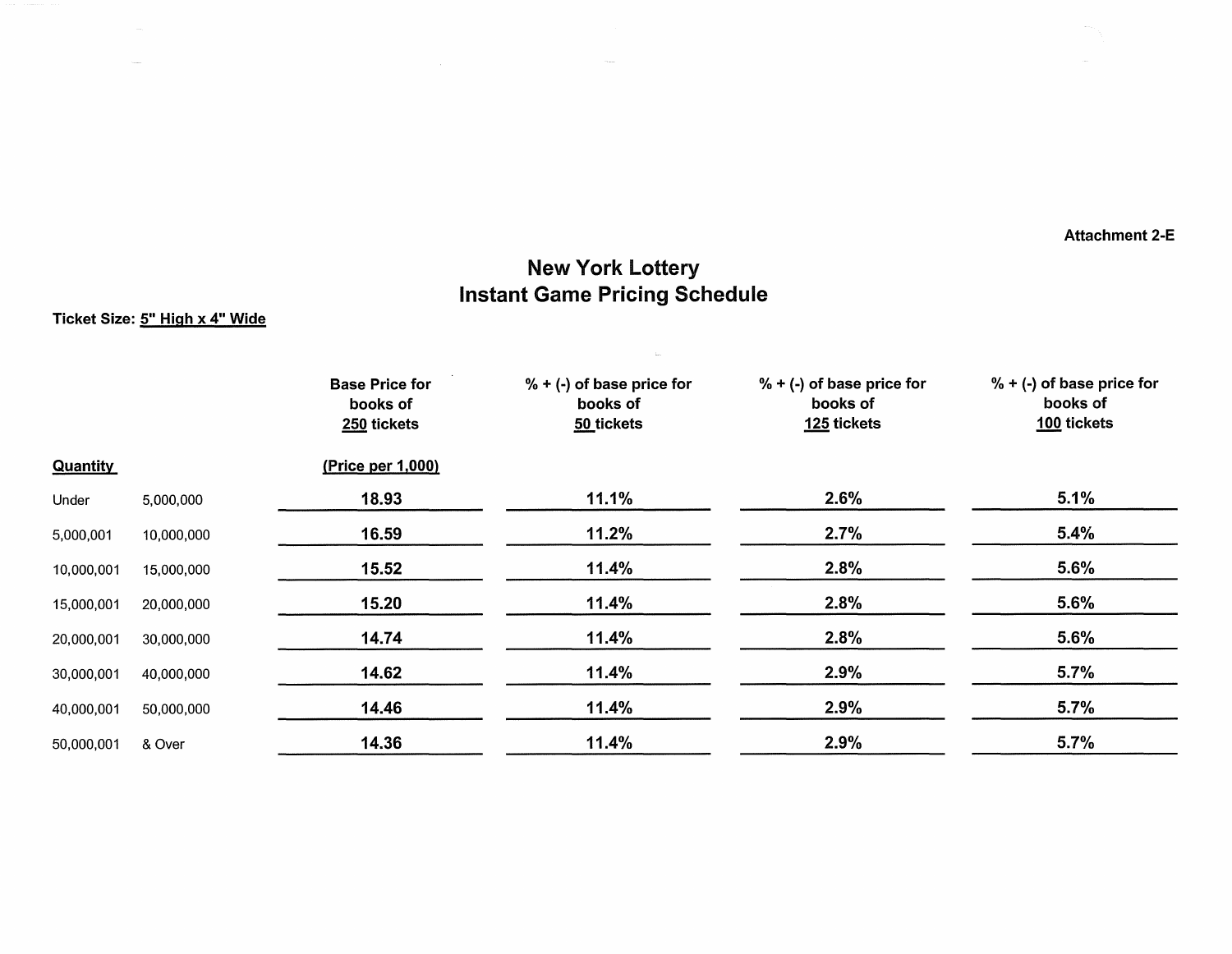Attachment 2-E

# New York Lottery
# Instant Game Pricing Schedule

Ticket Size: 5" High x 4" Wide

| Quantity | | Base Price for books of 250 tickets (Price per 1,000) | % + (-) of base price for books of 50 tickets | % + (-) of base price for books of 125 tickets | % + (-) of base price for books of 100 tickets |
|---|---|---|---|---|---|
| Under | 5,000,000 | 18.93 | 11.1% | 2.6% | 5.1% |
| 5,000,001 | 10,000,000 | 16.59 | 11.2% | 2.7% | 5.4% |
| 10,000,001 | 15,000,000 | 15.52 | 11.4% | 2.8% | 5.6% |
| 15,000,001 | 20,000,000 | 15.20 | 11.4% | 2.8% | 5.6% |
| 20,000,001 | 30,000,000 | 14.74 | 11.4% | 2.8% | 5.6% |
| 30,000,001 | 40,000,000 | 14.62 | 11.4% | 2.9% | 5.7% |
| 40,000,001 | 50,000,000 | 14.46 | 11.4% | 2.9% | 5.7% |
| 50,000,001 | & Over | 14.36 | 11.4% | 2.9% | 5.7% |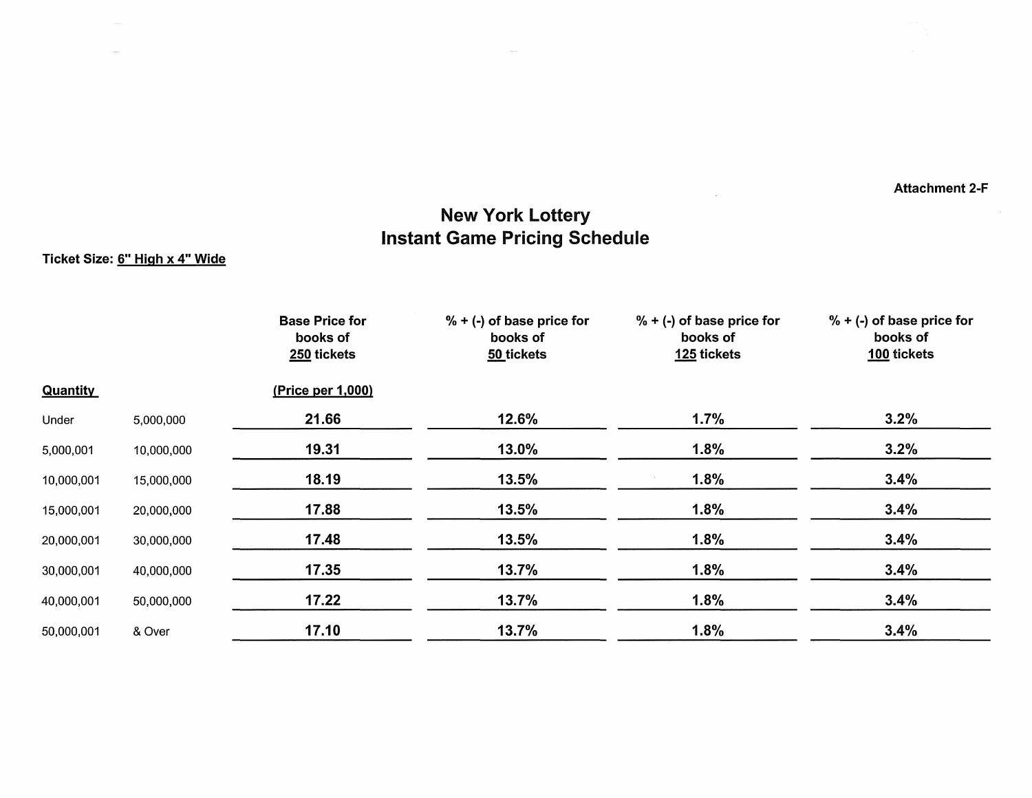Attachment 2-F

# New York Lottery
## Instant Game Pricing Schedule

**Ticket Size: 6" High x 4" Wide**

| **Quantity** | | **Base Price for books of 250 tickets** (Price per 1,000) | **% + (-) of base price for books of 50 tickets** | **% + (-) of base price for books of 125 tickets** | **% + (-) of base price for books of 100 tickets** |
|---|---|---|---|---|---|
| Under | 5,000,000 | 21.66 | 12.6% | 1.7% | 3.2% |
| 5,000,001 | 10,000,000 | 19.31 | 13.0% | 1.8% | 3.2% |
| 10,000,001 | 15,000,000 | 18.19 | 13.5% | 1.8% | 3.4% |
| 15,000,001 | 20,000,000 | 17.88 | 13.5% | 1.8% | 3.4% |
| 20,000,001 | 30,000,000 | 17.48 | 13.5% | 1.8% | 3.4% |
| 30,000,001 | 40,000,000 | 17.35 | 13.7% | 1.8% | 3.4% |
| 40,000,001 | 50,000,000 | 17.22 | 13.7% | 1.8% | 3.4% |
| 50,000,001 | & Over | 17.10 | 13.7% | 1.8% | 3.4% |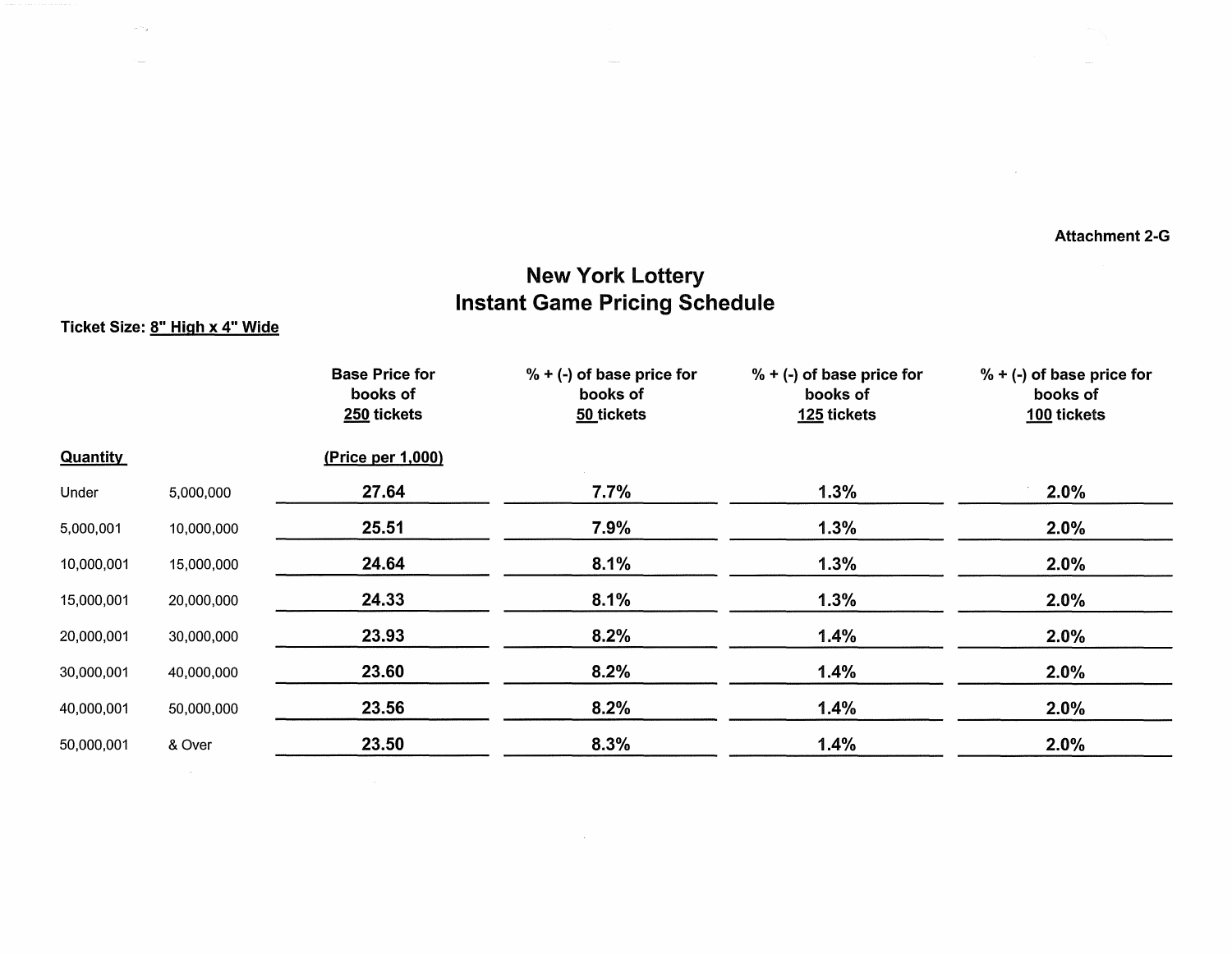Attachment 2-G

# New York Lottery
# Instant Game Pricing Schedule

**Ticket Size:** 8" High x 4" Wide

| Quantity | | Base Price for books of 250 tickets (Price per 1,000) | % + (-) of base price for books of 50 tickets | % + (-) of base price for books of 125 tickets | % + (-) of base price for books of 100 tickets |
|---|---|---|---|---|---|
| Under | 5,000,000 | 27.64 | 7.7% | 1.3% | 2.0% |
| 5,000,001 | 10,000,000 | 25.51 | 7.9% | 1.3% | 2.0% |
| 10,000,001 | 15,000,000 | 24.64 | 8.1% | 1.3% | 2.0% |
| 15,000,001 | 20,000,000 | 24.33 | 8.1% | 1.3% | 2.0% |
| 20,000,001 | 30,000,000 | 23.93 | 8.2% | 1.4% | 2.0% |
| 30,000,001 | 40,000,000 | 23.60 | 8.2% | 1.4% | 2.0% |
| 40,000,001 | 50,000,000 | 23.56 | 8.2% | 1.4% | 2.0% |
| 50,000,001 | & Over | 23.50 | 8.3% | 1.4% | 2.0% |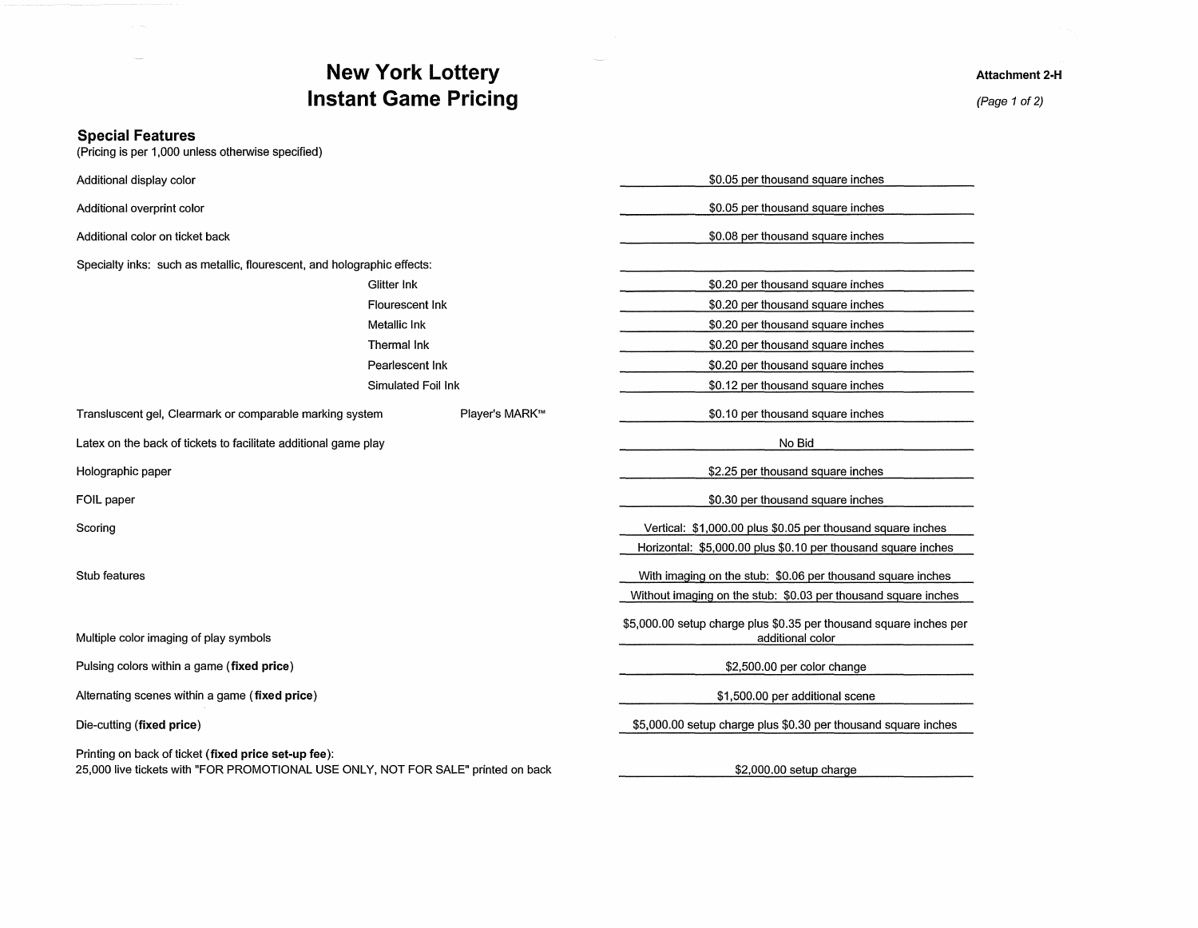# New York Lottery
# Instant Game Pricing

**Attachment 2-H**

*(Page 1 of 2)*

## Special Features

(Pricing is per 1,000 unless otherwise specified)

| | | |
|---|---|---|
| Additional display color | | $0.05 per thousand square inches |
| Additional overprint color | | $0.05 per thousand square inches |
| Additional color on ticket back | | $0.08 per thousand square inches |
| Specialty inks: such as metallic, flourescent, and holographic effects: | | |
| | Glitter Ink | $0.20 per thousand square inches |
| | Flourescent Ink | $0.20 per thousand square inches |
| | Metallic Ink | $0.20 per thousand square inches |
| | Thermal Ink | $0.20 per thousand square inches |
| | Pearlescent Ink | $0.20 per thousand square inches |
| | Simulated Foil Ink | $0.12 per thousand square inches |
| Transluscent gel, Clearmark or comparable marking system | Player's MARK™ | $0.10 per thousand square inches |
| Latex on the back of tickets to facilitate additional game play | | No Bid |
| Holographic paper | | $2.25 per thousand square inches |
| FOIL paper | | $0.30 per thousand square inches |
| Scoring | | Vertical: $1,000.00 plus $0.05 per thousand square inches |
| | | Horizontal: $5,000.00 plus $0.10 per thousand square inches |
| Stub features | | With imaging on the stub: $0.06 per thousand square inches |
| | | Without imaging on the stub: $0.03 per thousand square inches |
| Multiple color imaging of play symbols | | $5,000.00 setup charge plus $0.35 per thousand square inches per additional color |
| Pulsing colors within a game (**fixed price**) | | $2,500.00 per color change |
| Alternating scenes within a game (**fixed price**) | | $1,500.00 per additional scene |
| Die-cutting (**fixed price**) | | $5,000.00 setup charge plus $0.30 per thousand square inches |
| Printing on back of ticket (**fixed price set-up fee**): 25,000 live tickets with "FOR PROMOTIONAL USE ONLY, NOT FOR SALE" printed on back | | $2,000.00 setup charge |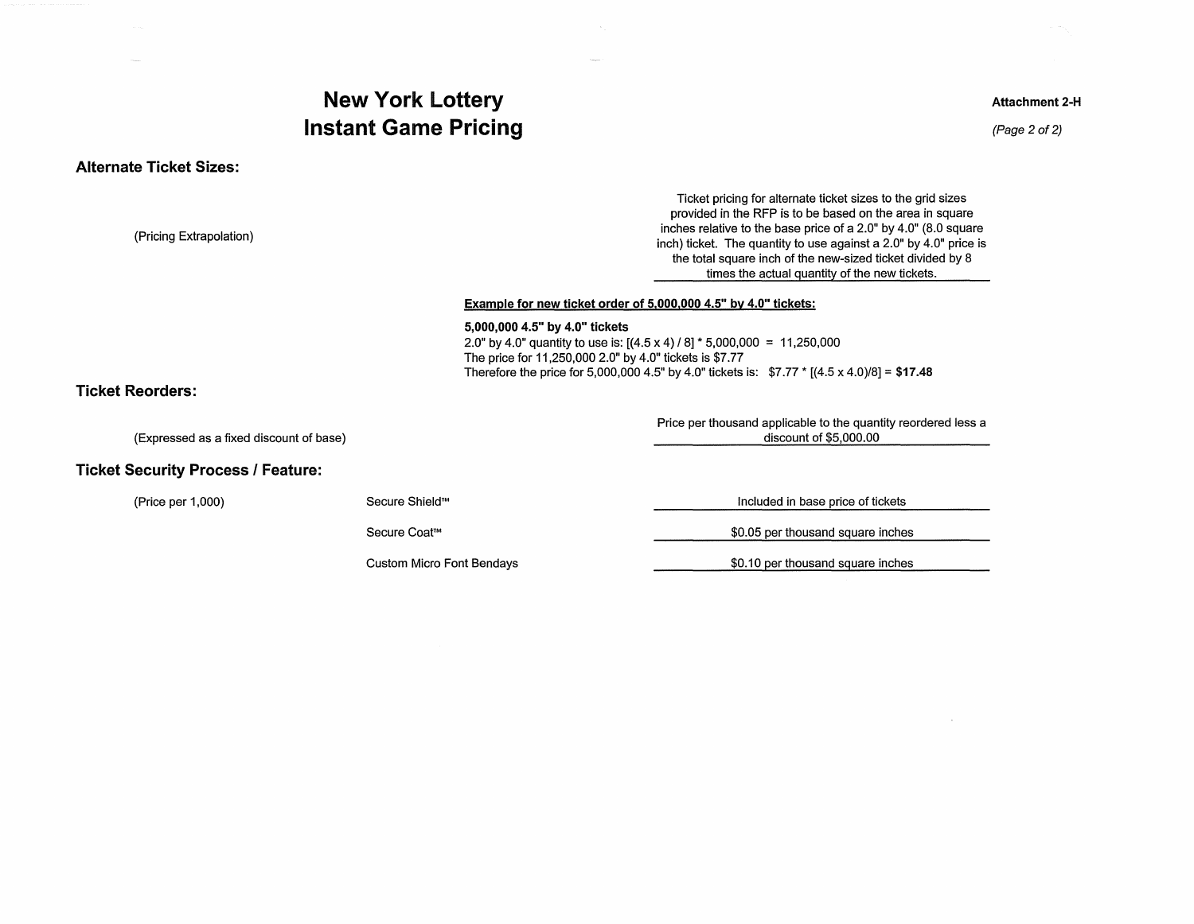# New York Lottery
# Instant Game Pricing

**Attachment 2-H**

*(Page 2 of 2)*

## Alternate Ticket Sizes:

(Pricing Extrapolation)

Ticket pricing for alternate ticket sizes to the grid sizes provided in the RFP is to be based on the area in square inches relative to the base price of a 2.0" by 4.0" (8.0 square inch) ticket. The quantity to use against a 2.0" by 4.0" price is the total square inch of the new-sized ticket divided by 8 times the actual quantity of the new tickets.

**Example for new ticket order of 5,000,000 4.5" by 4.0" tickets:**

**5,000,000 4.5" by 4.0" tickets**

2.0" by 4.0" quantity to use is: [(4.5 x 4) / 8] * 5,000,000 = 11,250,000

The price for 11,250,000 2.0" by 4.0" tickets is $7.77

Therefore the price for 5,000,000 4.5" by 4.0" tickets is: $7.77 * [(4.5 x 4.0)/8] = **$17.48**

## Ticket Reorders:

(Expressed as a fixed discount of base)

Price per thousand applicable to the quantity reordered less a discount of $5,000.00

## Ticket Security Process / Feature:

(Price per 1,000)

| | | |
|---|---|---|
| Secure Shield™ | Included in base price of tickets |
| Secure Coat™ | $0.05 per thousand square inches |
| Custom Micro Font Bendays | $0.10 per thousand square inches |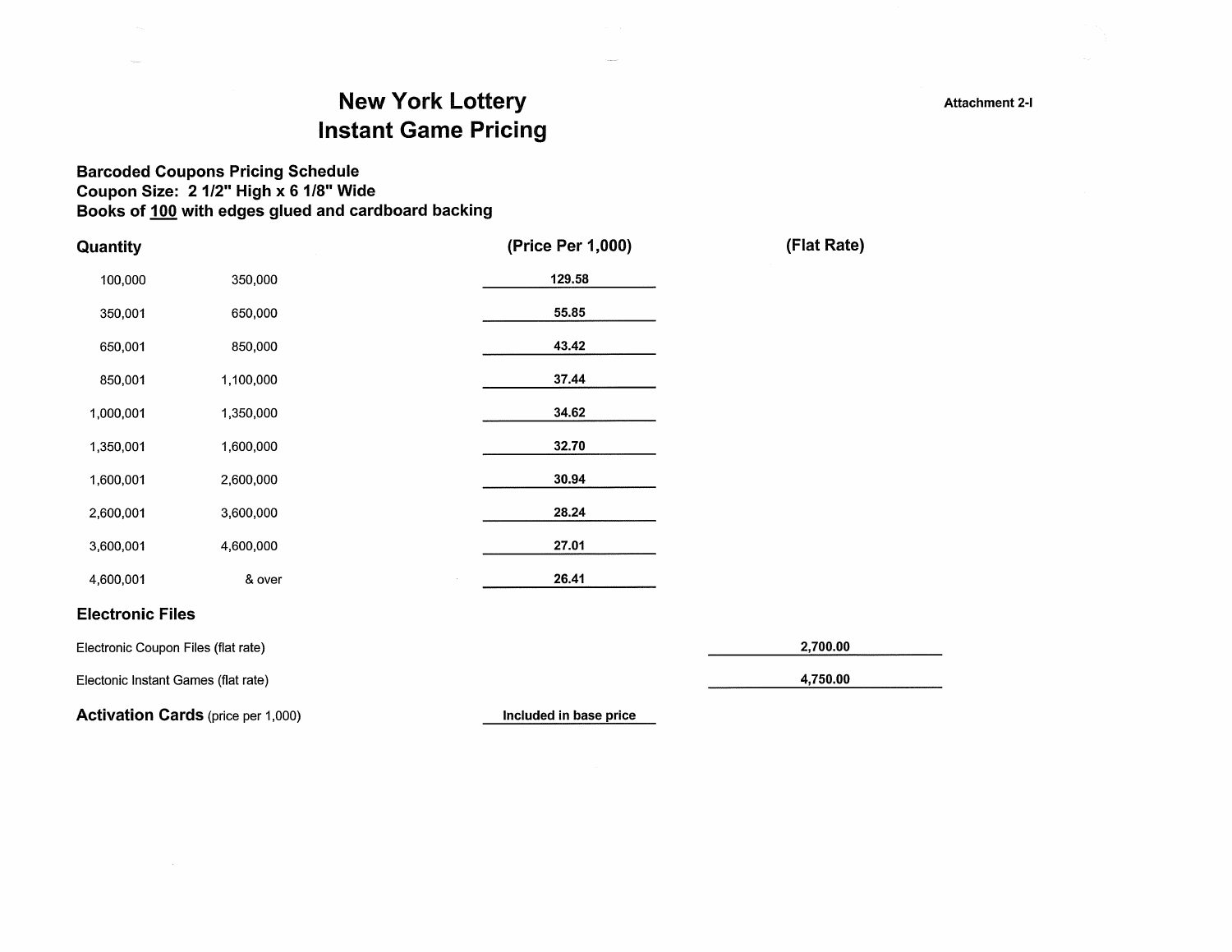# New York Lottery
# Instant Game Pricing

Attachment 2-I

**Barcoded Coupons Pricing Schedule**
**Coupon Size: 2 1/2" High x 6 1/8" Wide**
**Books of 100 with edges glued and cardboard backing**

| Quantity | | (Price Per 1,000) | (Flat Rate) |
|---|---|---|---|
| 100,000 | 350,000 | 129.58 | |
| 350,001 | 650,000 | 55.85 | |
| 650,001 | 850,000 | 43.42 | |
| 850,001 | 1,100,000 | 37.44 | |
| 1,000,001 | 1,350,000 | 34.62 | |
| 1,350,001 | 1,600,000 | 32.70 | |
| 1,600,001 | 2,600,000 | 30.94 | |
| 2,600,001 | 3,600,000 | 28.24 | |
| 3,600,001 | 4,600,000 | 27.01 | |
| 4,600,001 | & over | 26.41 | |
| **Electronic Files** | | | |
| Electronic Coupon Files (flat rate) | | | 2,700.00 |
| Electonic Instant Games (flat rate) | | | 4,750.00 |
| **Activation Cards** (price per 1,000) | | Included in base price | |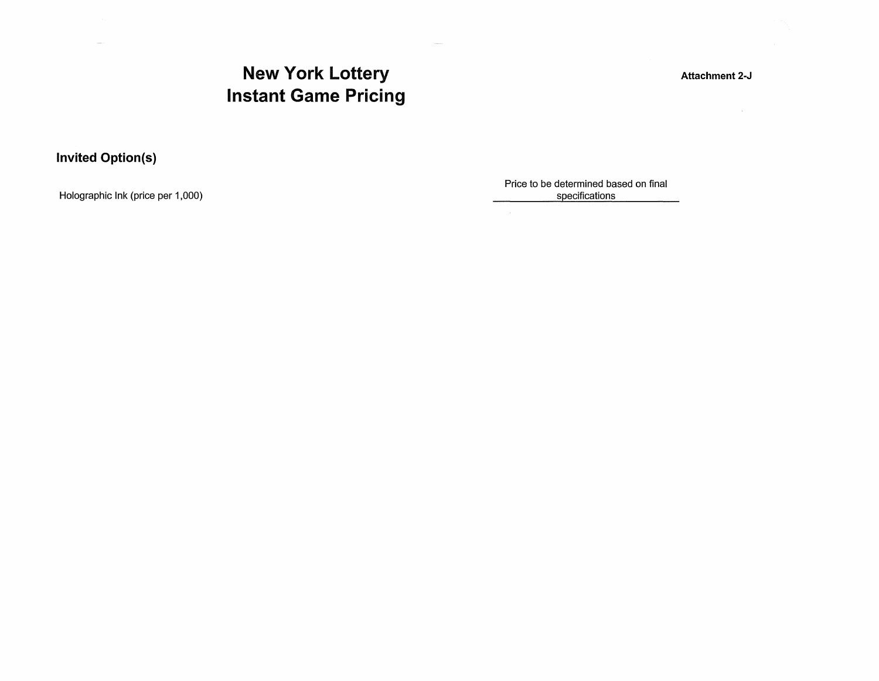# New York Lottery
# Instant Game Pricing

**Attachment 2-J**

## Invited Option(s)

| | |
|---|---|
| Holographic Ink (price per 1,000) | Price to be determined based on final specifications |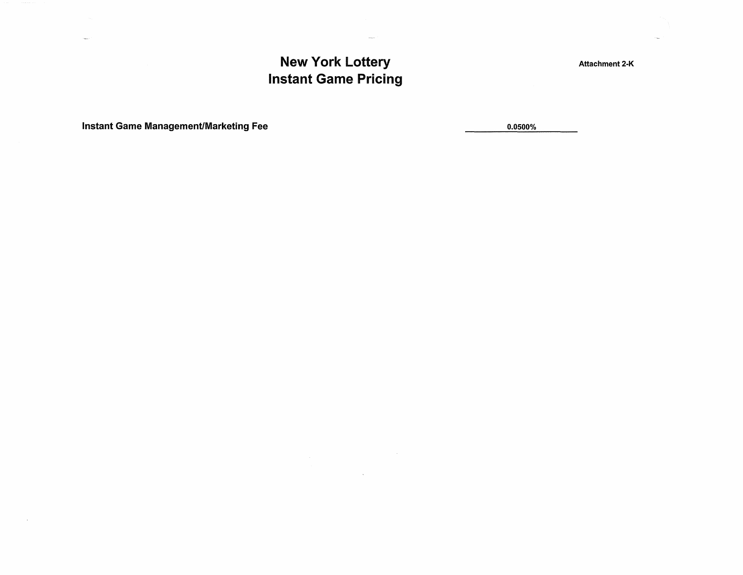# New York Lottery
# Instant Game Pricing

**Attachment 2-K**

**Instant Game Management/Marketing Fee** **0.0500%**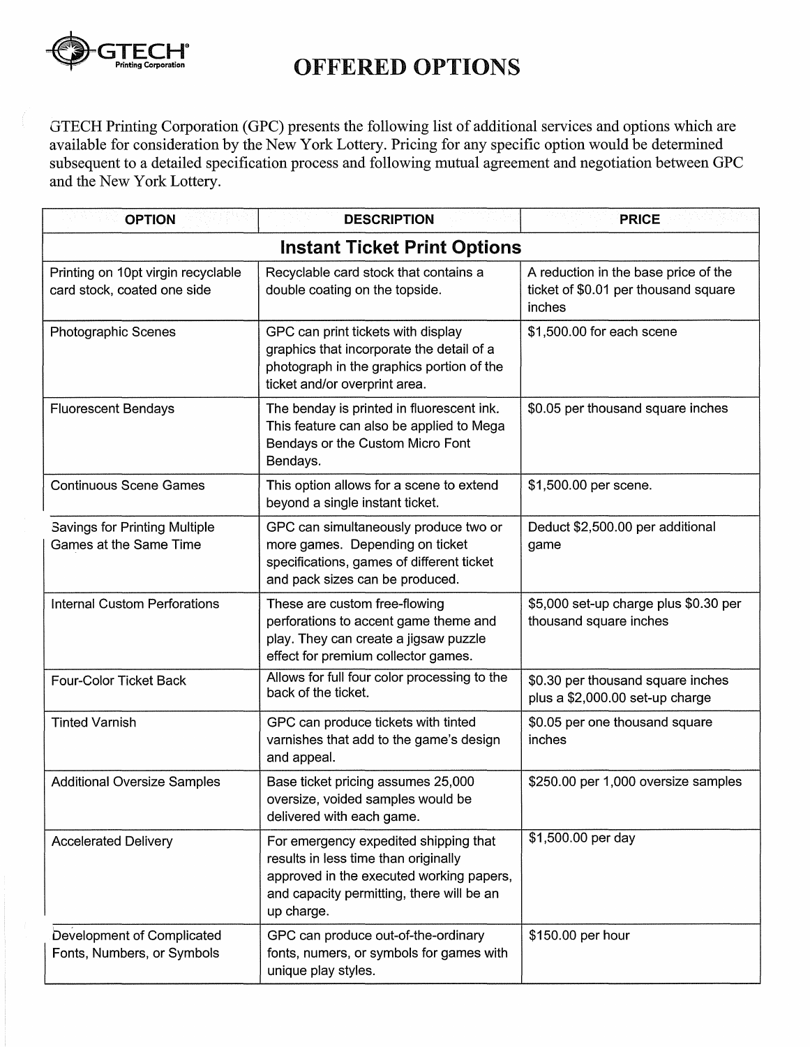GTECH Printing Corporation

# OFFERED OPTIONS

GTECH Printing Corporation (GPC) presents the following list of additional services and options which are available for consideration by the New York Lottery. Pricing for any specific option would be determined subsequent to a detailed specification process and following mutual agreement and negotiation between GPC and the New York Lottery.

| OPTION | DESCRIPTION | PRICE |
|---|---|---|
| **Instant Ticket Print Options** | | |
| Printing on 10pt virgin recyclable card stock, coated one side | Recyclable card stock that contains a double coating on the topside. | A reduction in the base price of the ticket of $0.01 per thousand square inches |
| Photographic Scenes | GPC can print tickets with display graphics that incorporate the detail of a photograph in the graphics portion of the ticket and/or overprint area. | $1,500.00 for each scene |
| Fluorescent Bendays | The benday is printed in fluorescent ink. This feature can also be applied to Mega Bendays or the Custom Micro Font Bendays. | $0.05 per thousand square inches |
| Continuous Scene Games | This option allows for a scene to extend beyond a single instant ticket. | $1,500.00 per scene. |
| Savings for Printing Multiple Games at the Same Time | GPC can simultaneously produce two or more games. Depending on ticket specifications, games of different ticket and pack sizes can be produced. | Deduct $2,500.00 per additional game |
| Internal Custom Perforations | These are custom free-flowing perforations to accent game theme and play. They can create a jigsaw puzzle effect for premium collector games. | $5,000 set-up charge plus $0.30 per thousand square inches |
| Four-Color Ticket Back | Allows for full four color processing to the back of the ticket. | $0.30 per thousand square inches plus a $2,000.00 set-up charge |
| Tinted Varnish | GPC can produce tickets with tinted varnishes that add to the game's design and appeal. | $0.05 per one thousand square inches |
| Additional Oversize Samples | Base ticket pricing assumes 25,000 oversize, voided samples would be delivered with each game. | $250.00 per 1,000 oversize samples |
| Accelerated Delivery | For emergency expedited shipping that results in less time than originally approved in the executed working papers, and capacity permitting, there will be an up charge. | $1,500.00 per day |
| Development of Complicated Fonts, Numbers, or Symbols | GPC can produce out-of-the-ordinary fonts, numers, or symbols for games with unique play styles. | $150.00 per hour |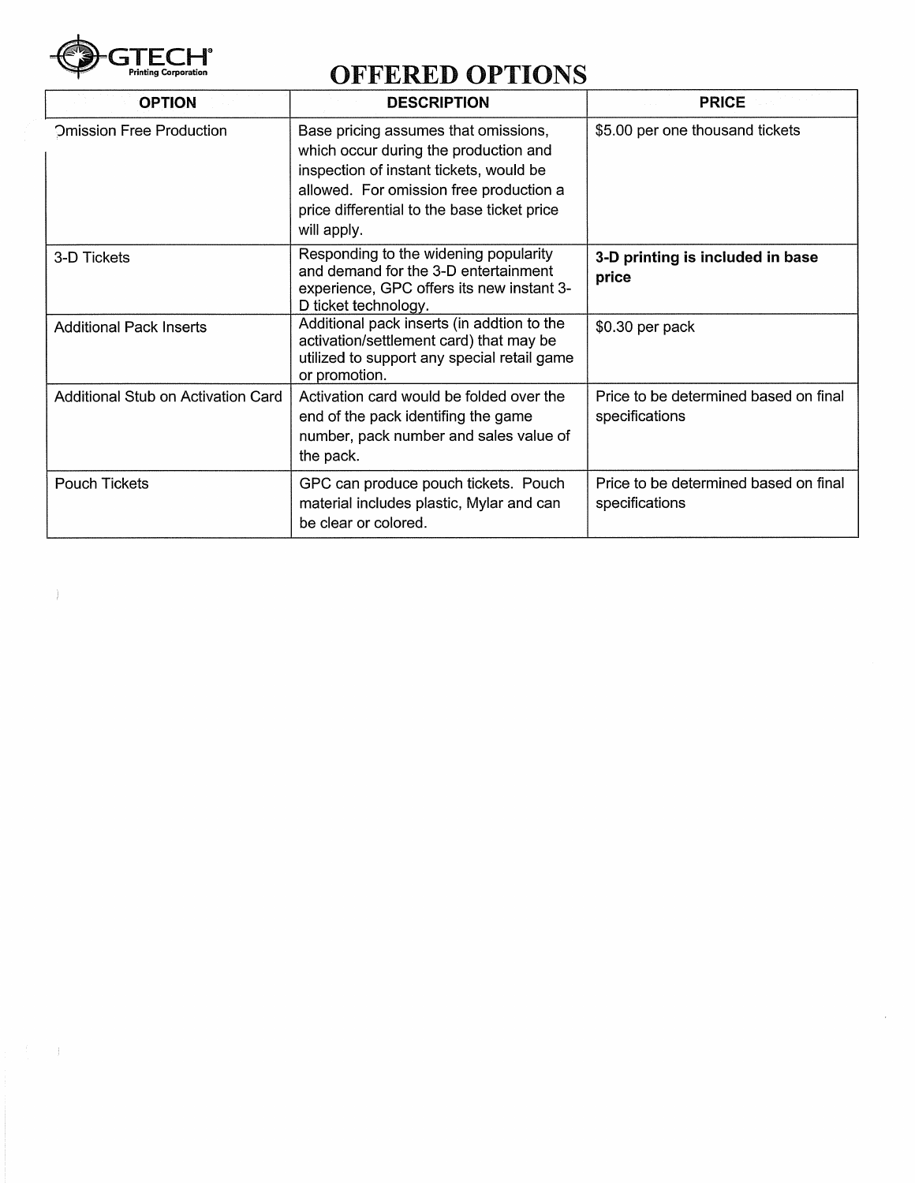GTECH® Printing Corporation

# OFFERED OPTIONS

| OPTION | DESCRIPTION | PRICE |
| --- | --- | --- |
| Omission Free Production | Base pricing assumes that omissions, which occur during the production and inspection of instant tickets, would be allowed. For omission free production a price differential to the base ticket price will apply. | $5.00 per one thousand tickets |
| 3-D Tickets | Responding to the widening popularity and demand for the 3-D entertainment experience, GPC offers its new instant 3-D ticket technology. | **3-D printing is included in base price** |
| Additional Pack Inserts | Additional pack inserts (in addtion to the activation/settlement card) that may be utilized to support any special retail game or promotion. | $0.30 per pack |
| Additional Stub on Activation Card | Activation card would be folded over the end of the pack identifing the game number, pack number and sales value of the pack. | Price to be determined based on final specifications |
| Pouch Tickets | GPC can produce pouch tickets. Pouch material includes plastic, Mylar and can be clear or colored. | Price to be determined based on final specifications |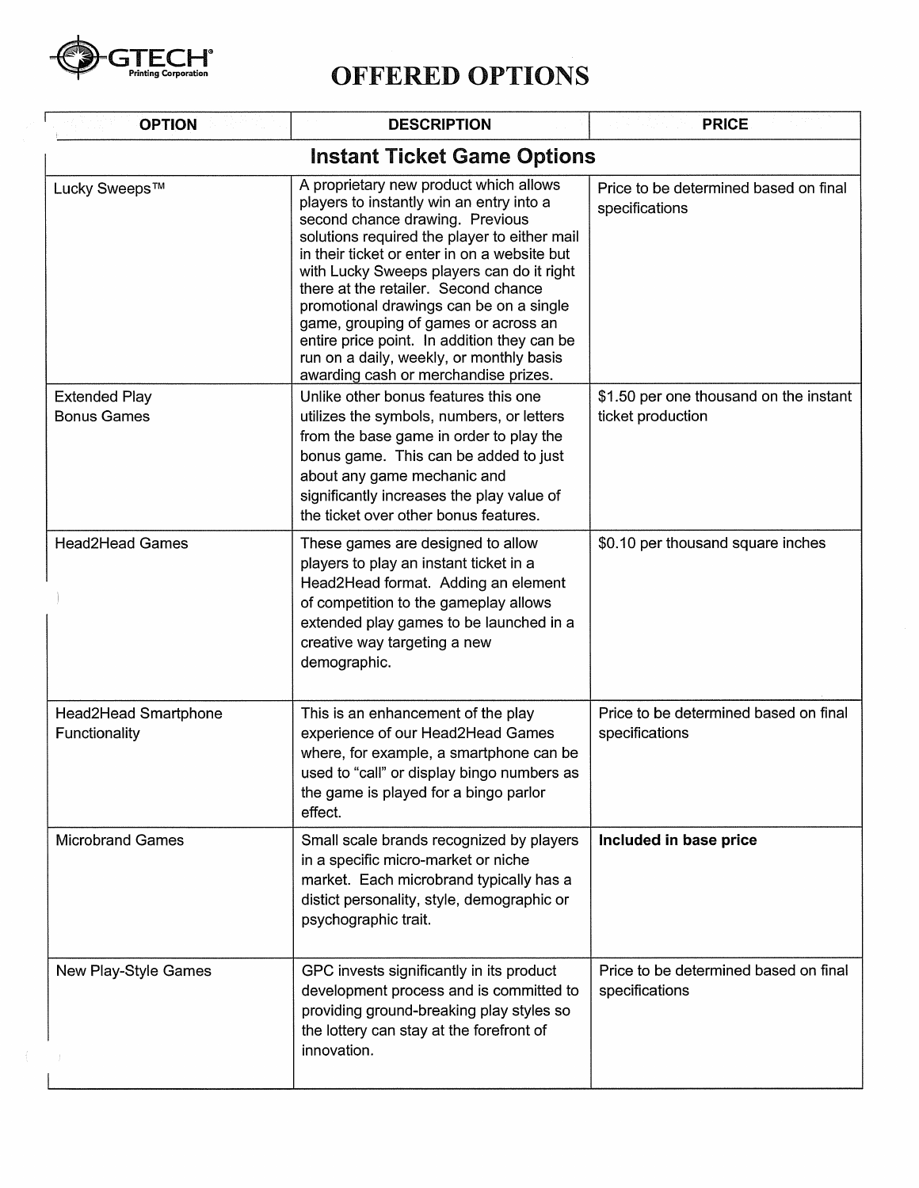# OFFERED OPTIONS

| OPTION | DESCRIPTION | PRICE |
|---|---|---|
| **Instant Ticket Game Options** | | |
| Lucky Sweeps™ | A proprietary new product which allows players to instantly win an entry into a second chance drawing. Previous solutions required the player to either mail in their ticket or enter in on a website but with Lucky Sweeps players can do it right there at the retailer. Second chance promotional drawings can be on a single game, grouping of games or across an entire price point. In addition they can be run on a daily, weekly, or monthly basis awarding cash or merchandise prizes. | Price to be determined based on final specifications |
| Extended Play Bonus Games | Unlike other bonus features this one utilizes the symbols, numbers, or letters from the base game in order to play the bonus game. This can be added to just about any game mechanic and significantly increases the play value of the ticket over other bonus features. | $1.50 per one thousand on the instant ticket production |
| Head2Head Games | These games are designed to allow players to play an instant ticket in a Head2Head format. Adding an element of competition to the gameplay allows extended play games to be launched in a creative way targeting a new demographic. | $0.10 per thousand square inches |
| Head2Head Smartphone Functionality | This is an enhancement of the play experience of our Head2Head Games where, for example, a smartphone can be used to "call" or display bingo numbers as the game is played for a bingo parlor effect. | Price to be determined based on final specifications |
| Microbrand Games | Small scale brands recognized by players in a specific micro-market or niche market. Each microbrand typically has a distict personality, style, demographic or psychographic trait. | **Included in base price** |
| New Play-Style Games | GPC invests significantly in its product development process and is committed to providing ground-breaking play styles so the lottery can stay at the forefront of innovation. | Price to be determined based on final specifications |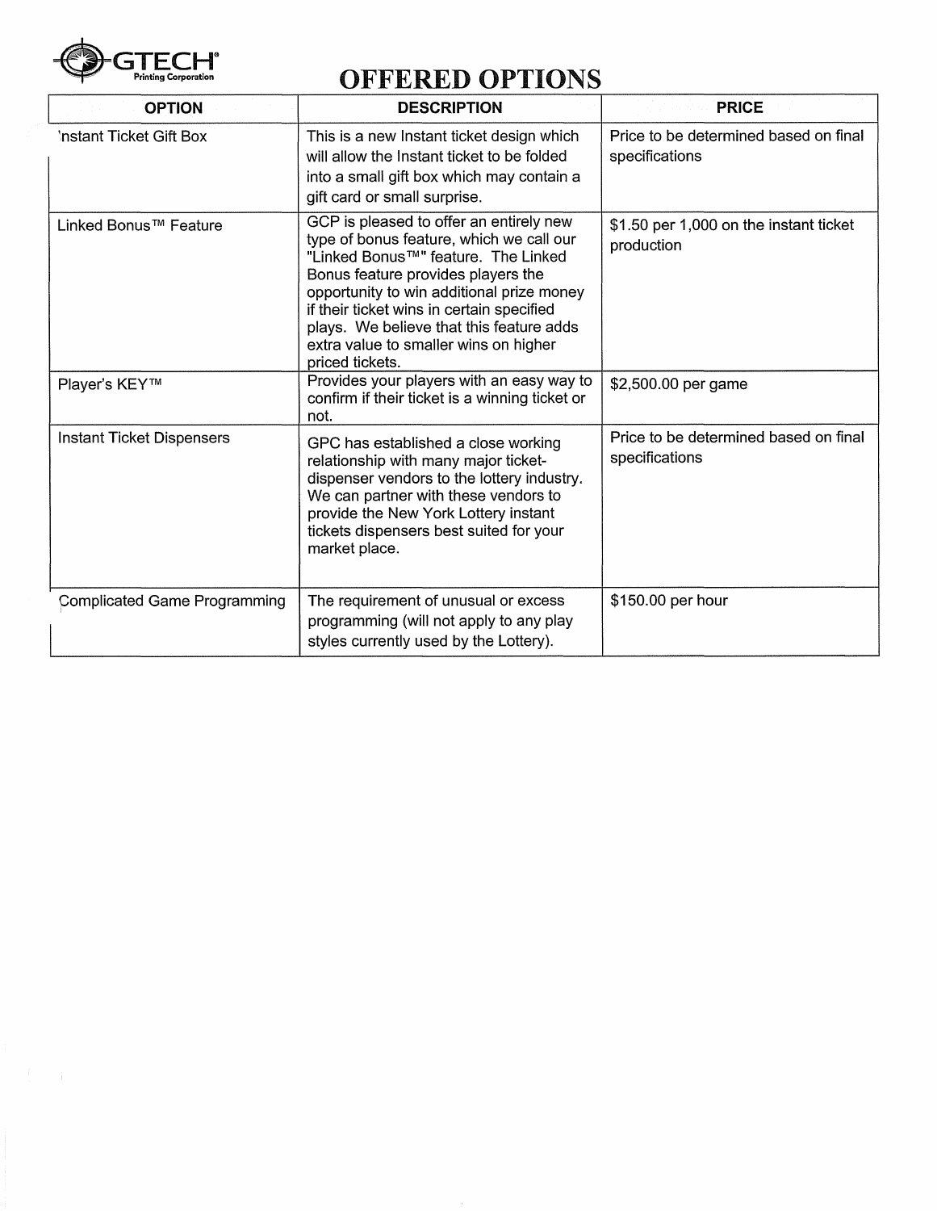GTECH® Printing Corporation

# OFFERED OPTIONS

| OPTION | DESCRIPTION | PRICE |
|---|---|---|
| 'nstant Ticket Gift Box | This is a new Instant ticket design which will allow the Instant ticket to be folded into a small gift box which may contain a gift card or small surprise. | Price to be determined based on final specifications |
| Linked Bonus™ Feature | GCP is pleased to offer an entirely new type of bonus feature, which we call our "Linked Bonus™" feature. The Linked Bonus feature provides players the opportunity to win additional prize money if their ticket wins in certain specified plays. We believe that this feature adds extra value to smaller wins on higher priced tickets. | $1.50 per 1,000 on the instant ticket production |
| Player's KEY™ | Provides your players with an easy way to confirm if their ticket is a winning ticket or not. | $2,500.00 per game |
| Instant Ticket Dispensers | GPC has established a close working relationship with many major ticket-dispenser vendors to the lottery industry. We can partner with these vendors to provide the New York Lottery instant tickets dispensers best suited for your market place. | Price to be determined based on final specifications |
| Complicated Game Programming | The requirement of unusual or excess programming (will not apply to any play styles currently used by the Lottery). | $150.00 per hour |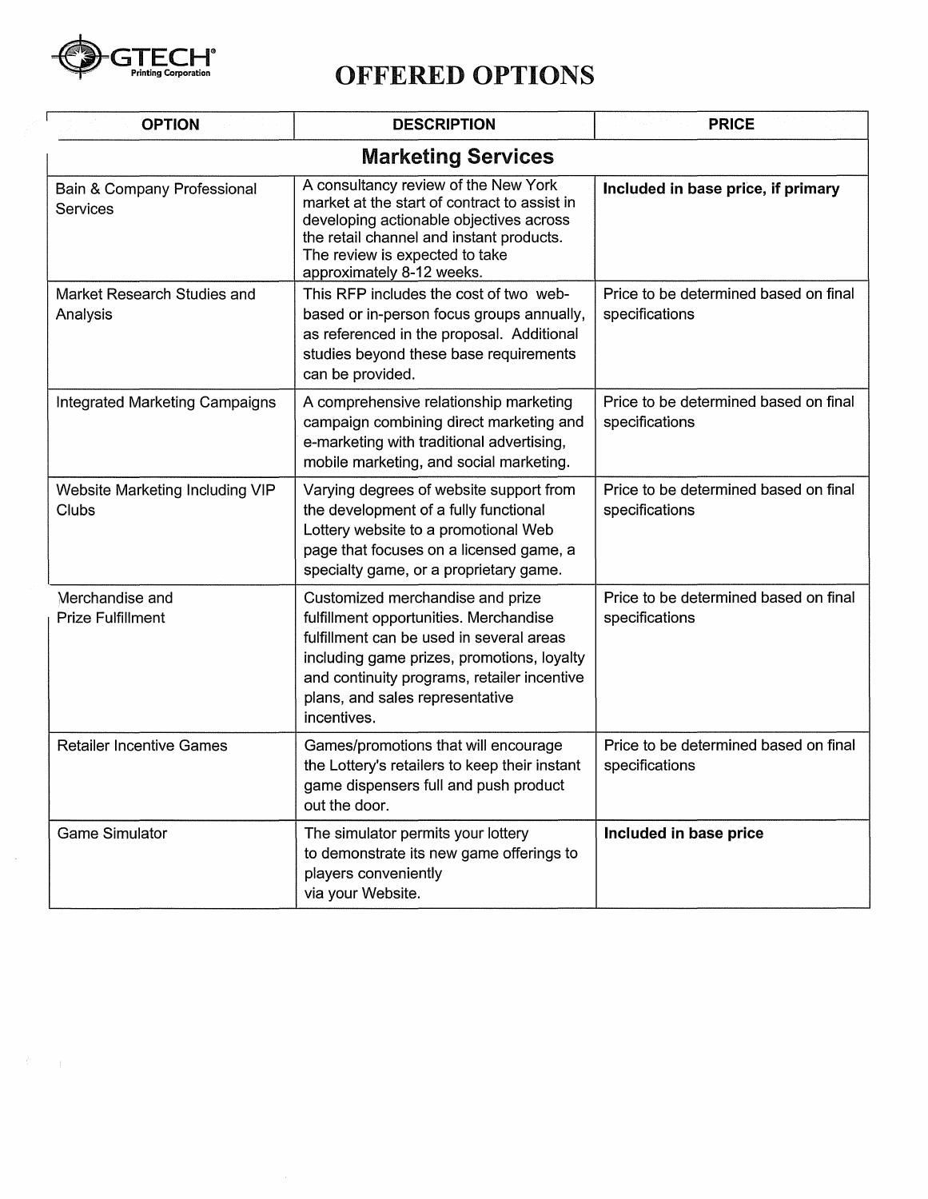# OFFERED OPTIONS

| OPTION | DESCRIPTION | PRICE |
|---|---|---|
| **Marketing Services** | | |
| Bain & Company Professional Services | A consultancy review of the New York market at the start of contract to assist in developing actionable objectives across the retail channel and instant products. The review is expected to take approximately 8-12 weeks. | **Included in base price, if primary** |
| Market Research Studies and Analysis | This RFP includes the cost of two web-based or in-person focus groups annually, as referenced in the proposal. Additional studies beyond these base requirements can be provided. | Price to be determined based on final specifications |
| Integrated Marketing Campaigns | A comprehensive relationship marketing campaign combining direct marketing and e-marketing with traditional advertising, mobile marketing, and social marketing. | Price to be determined based on final specifications |
| Website Marketing Including VIP Clubs | Varying degrees of website support from the development of a fully functional Lottery website to a promotional Web page that focuses on a licensed game, a specialty game, or a proprietary game. | Price to be determined based on final specifications |
| Merchandise and Prize Fulfillment | Customized merchandise and prize fulfillment opportunities. Merchandise fulfillment can be used in several areas including game prizes, promotions, loyalty and continuity programs, retailer incentive plans, and sales representative incentives. | Price to be determined based on final specifications |
| Retailer Incentive Games | Games/promotions that will encourage the Lottery's retailers to keep their instant game dispensers full and push product out the door. | Price to be determined based on final specifications |
| Game Simulator | The simulator permits your lottery to demonstrate its new game offerings to players conveniently via your Website. | **Included in base price** |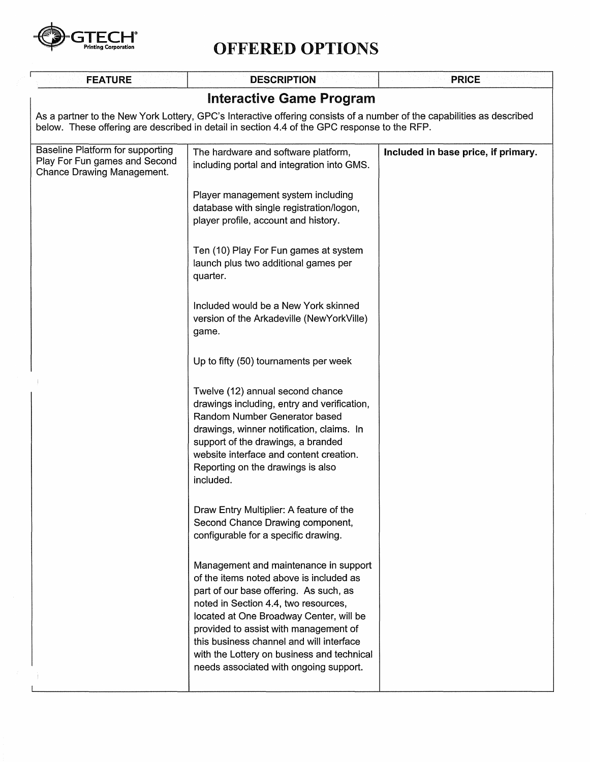# OFFERED OPTIONS

| FEATURE | DESCRIPTION | PRICE |
|---|---|---|
| **Interactive Game Program** | | |
| As a partner to the New York Lottery, GPC's Interactive offering consists of a number of the capabilities as described below. These offering are described in detail in section 4.4 of the GPC response to the RFP. | | |
| Baseline Platform for supporting Play For Fun games and Second Chance Drawing Management. | The hardware and software platform, including portal and integration into GMS.<br><br>Player management system including database with single registration/logon, player profile, account and history.<br><br>Ten (10) Play For Fun games at system launch plus two additional games per quarter.<br><br>Included would be a New York skinned version of the Arkadeville (NewYorkVille) game.<br><br>Up to fifty (50) tournaments per week<br><br>Twelve (12) annual second chance drawings including, entry and verification, Random Number Generator based drawings, winner notification, claims. In support of the drawings, a branded website interface and content creation. Reporting on the drawings is also included.<br><br>Draw Entry Multiplier: A feature of the Second Chance Drawing component, configurable for a specific drawing.<br><br>Management and maintenance in support of the items noted above is included as part of our base offering. As such, as noted in Section 4.4, two resources, located at One Broadway Center, will be provided to assist with management of this business channel and will interface with the Lottery on business and technical needs associated with ongoing support. | **Included in base price, if primary.** |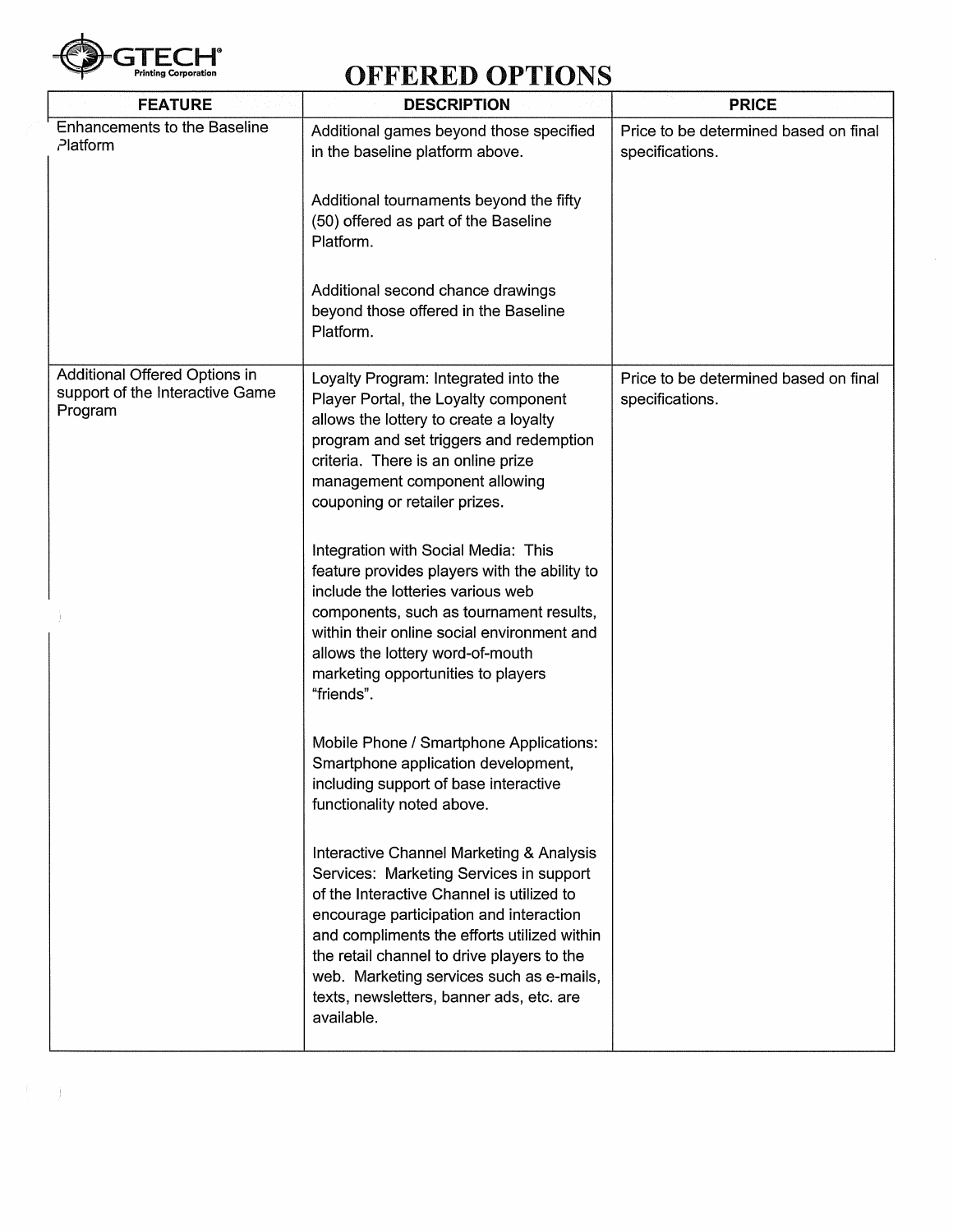GTECH® Printing Corporation

# OFFERED OPTIONS

| FEATURE | DESCRIPTION | PRICE |
| --- | --- | --- |
| Enhancements to the Baseline Platform | Additional games beyond those specified in the baseline platform above.<br><br>Additional tournaments beyond the fifty (50) offered as part of the Baseline Platform.<br><br>Additional second chance drawings beyond those offered in the Baseline Platform. | Price to be determined based on final specifications. |
| Additional Offered Options in support of the Interactive Game Program | Loyalty Program: Integrated into the Player Portal, the Loyalty component allows the lottery to create a loyalty program and set triggers and redemption criteria. There is an online prize management component allowing couponing or retailer prizes.<br><br>Integration with Social Media: This feature provides players with the ability to include the lotteries various web components, such as tournament results, within their online social environment and allows the lottery word-of-mouth marketing opportunities to players "friends".<br><br>Mobile Phone / Smartphone Applications: Smartphone application development, including support of base interactive functionality noted above.<br><br>Interactive Channel Marketing & Analysis Services: Marketing Services in support of the Interactive Channel is utilized to encourage participation and interaction and compliments the efforts utilized within the retail channel to drive players to the web. Marketing services such as e-mails, texts, newsletters, banner ads, etc. are available. | Price to be determined based on final specifications. |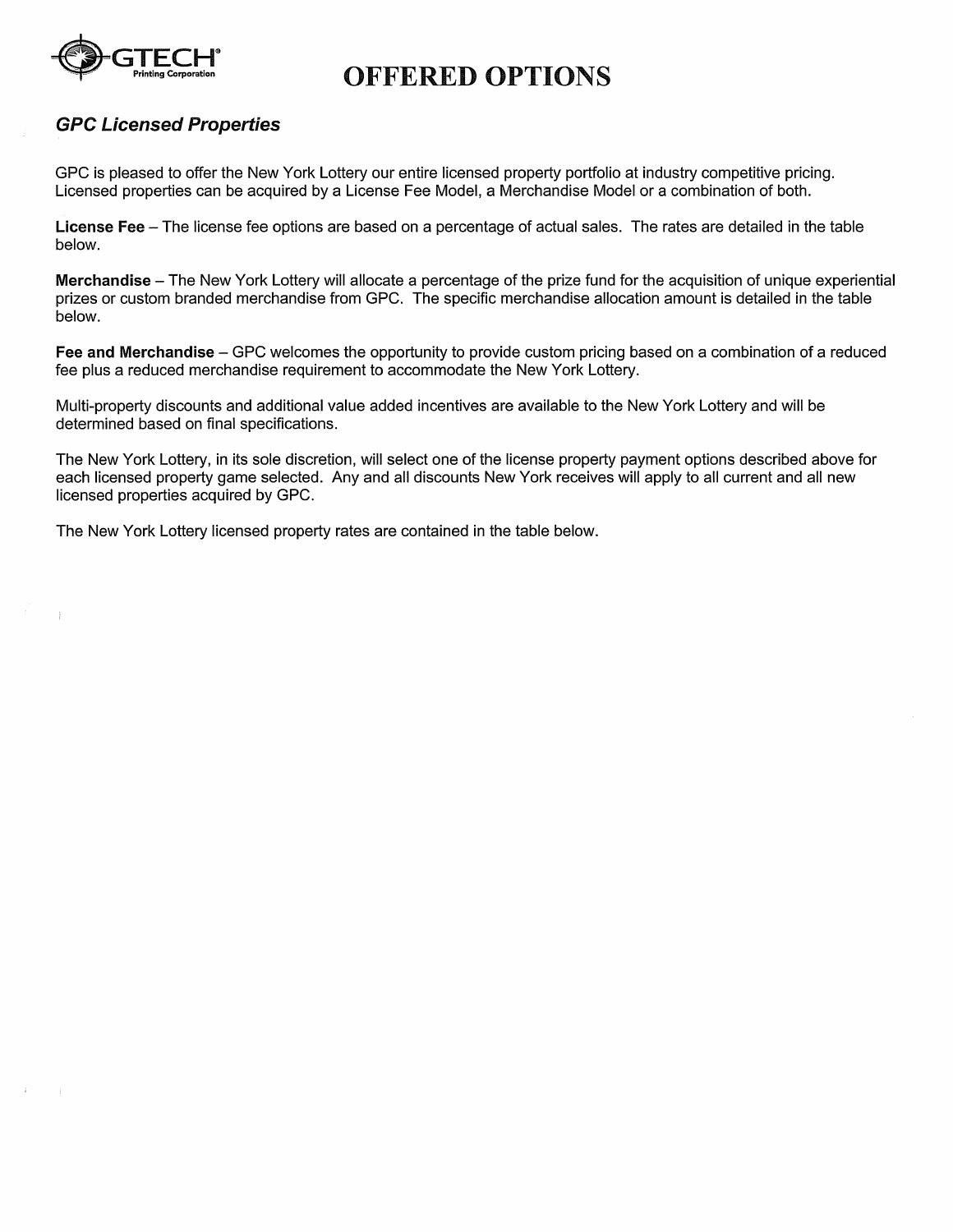# OFFERED OPTIONS

## *GPC Licensed Properties*

GPC is pleased to offer the New York Lottery our entire licensed property portfolio at industry competitive pricing. Licensed properties can be acquired by a License Fee Model, a Merchandise Model or a combination of both.

**License Fee** – The license fee options are based on a percentage of actual sales. The rates are detailed in the table below.

**Merchandise** – The New York Lottery will allocate a percentage of the prize fund for the acquisition of unique experiential prizes or custom branded merchandise from GPC. The specific merchandise allocation amount is detailed in the table below.

**Fee and Merchandise** – GPC welcomes the opportunity to provide custom pricing based on a combination of a reduced fee plus a reduced merchandise requirement to accommodate the New York Lottery.

Multi-property discounts and additional value added incentives are available to the New York Lottery and will be determined based on final specifications.

The New York Lottery, in its sole discretion, will select one of the license property payment options described above for each licensed property game selected. Any and all discounts New York receives will apply to all current and all new licensed properties acquired by GPC.

The New York Lottery licensed property rates are contained in the table below.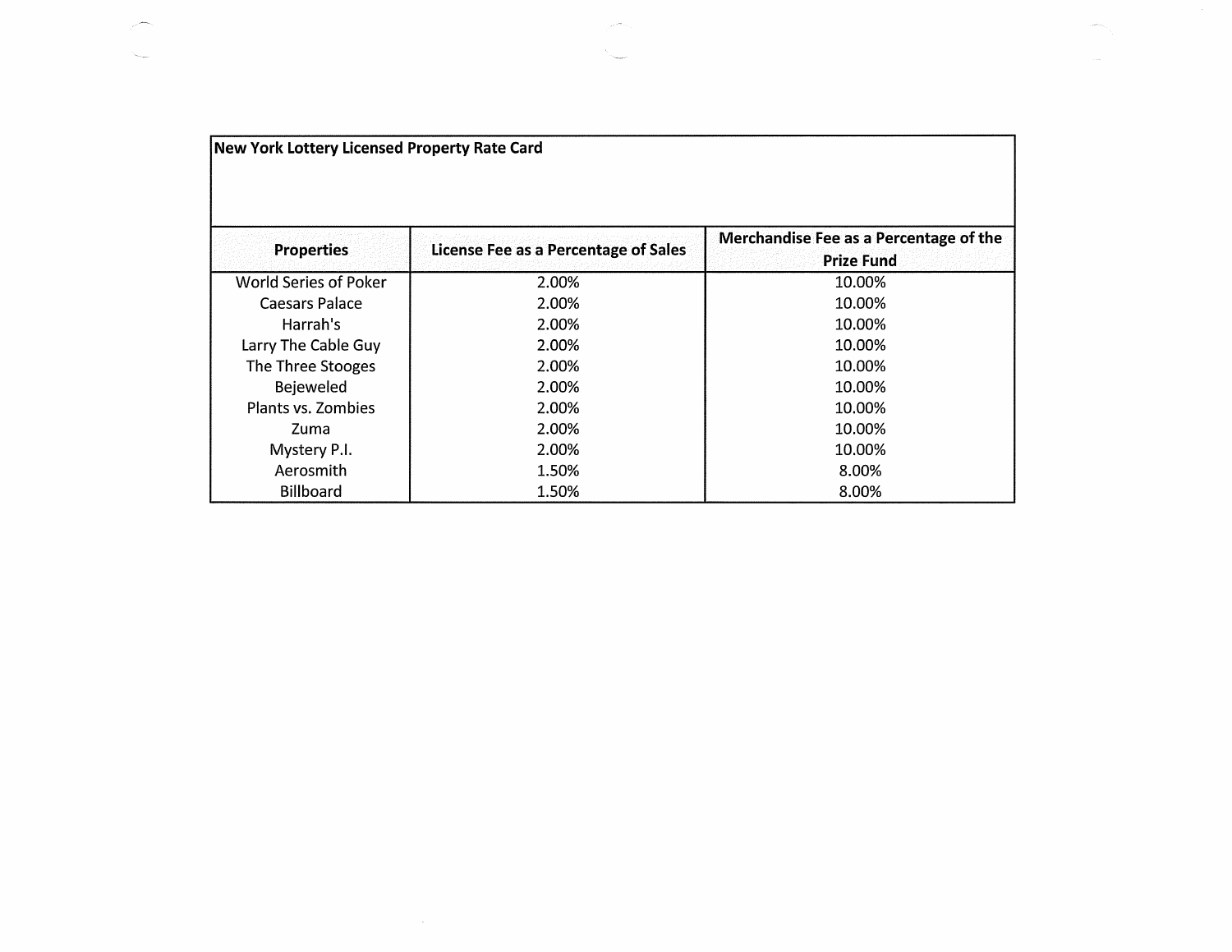**New York Lottery Licensed Property Rate Card**

| Properties | License Fee as a Percentage of Sales | Merchandise Fee as a Percentage of the Prize Fund |
|---|---|---|
| World Series of Poker | 2.00% | 10.00% |
| Caesars Palace | 2.00% | 10.00% |
| Harrah's | 2.00% | 10.00% |
| Larry The Cable Guy | 2.00% | 10.00% |
| The Three Stooges | 2.00% | 10.00% |
| Bejeweled | 2.00% | 10.00% |
| Plants vs. Zombies | 2.00% | 10.00% |
| Zuma | 2.00% | 10.00% |
| Mystery P.I. | 2.00% | 10.00% |
| Aerosmith | 1.50% | 8.00% |
| Billboard | 1.50% | 8.00% |